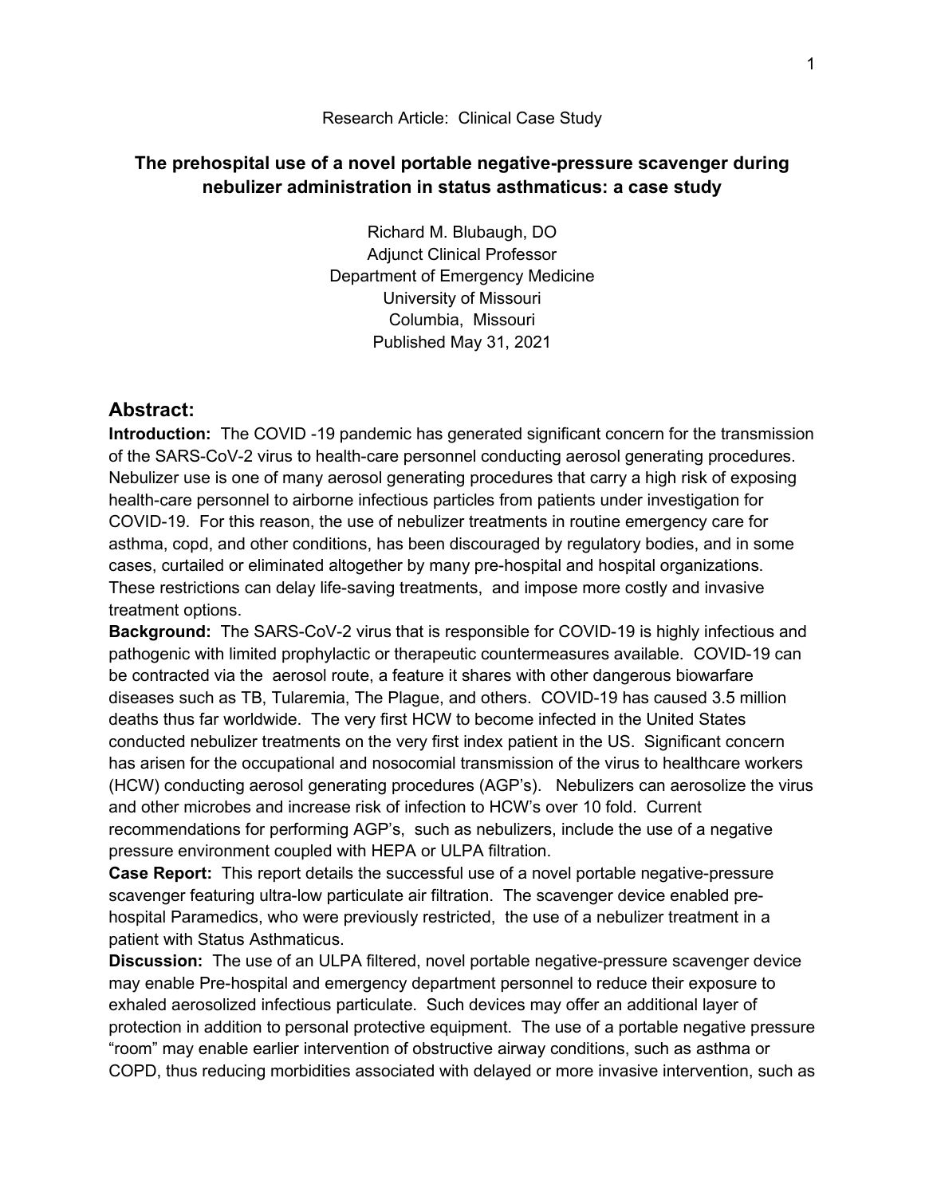Research Article: Clinical Case Study

# The prehospital use of a novel portable negative-pressure scavenger during nebulizer administration in status asthmaticus: a case study

Richard M. Blubaugh, DO
Adjunct Clinical Professor
Department of Emergency Medicine
University of Missouri
Columbia, Missouri
Published May 31, 2021

## Abstract:

**Introduction:** The COVID -19 pandemic has generated significant concern for the transmission of the SARS-CoV-2 virus to health-care personnel conducting aerosol generating procedures. Nebulizer use is one of many aerosol generating procedures that carry a high risk of exposing health-care personnel to airborne infectious particles from patients under investigation for COVID-19. For this reason, the use of nebulizer treatments in routine emergency care for asthma, copd, and other conditions, has been discouraged by regulatory bodies, and in some cases, curtailed or eliminated altogether by many pre-hospital and hospital organizations. These restrictions can delay life-saving treatments, and impose more costly and invasive treatment options.

**Background:** The SARS-CoV-2 virus that is responsible for COVID-19 is highly infectious and pathogenic with limited prophylactic or therapeutic countermeasures available. COVID-19 can be contracted via the aerosol route, a feature it shares with other dangerous biowarfare diseases such as TB, Tularemia, The Plague, and others. COVID-19 has caused 3.5 million deaths thus far worldwide. The very first HCW to become infected in the United States conducted nebulizer treatments on the very first index patient in the US. Significant concern has arisen for the occupational and nosocomial transmission of the virus to healthcare workers (HCW) conducting aerosol generating procedures (AGP's). Nebulizers can aerosolize the virus and other microbes and increase risk of infection to HCW's over 10 fold. Current recommendations for performing AGP's, such as nebulizers, include the use of a negative pressure environment coupled with HEPA or ULPA filtration.

**Case Report:** This report details the successful use of a novel portable negative-pressure scavenger featuring ultra-low particulate air filtration. The scavenger device enabled pre-hospital Paramedics, who were previously restricted, the use of a nebulizer treatment in a patient with Status Asthmaticus.

**Discussion:** The use of an ULPA filtered, novel portable negative-pressure scavenger device may enable Pre-hospital and emergency department personnel to reduce their exposure to exhaled aerosolized infectious particulate. Such devices may offer an additional layer of protection in addition to personal protective equipment. The use of a portable negative pressure "room" may enable earlier intervention of obstructive airway conditions, such as asthma or COPD, thus reducing morbidities associated with delayed or more invasive intervention, such as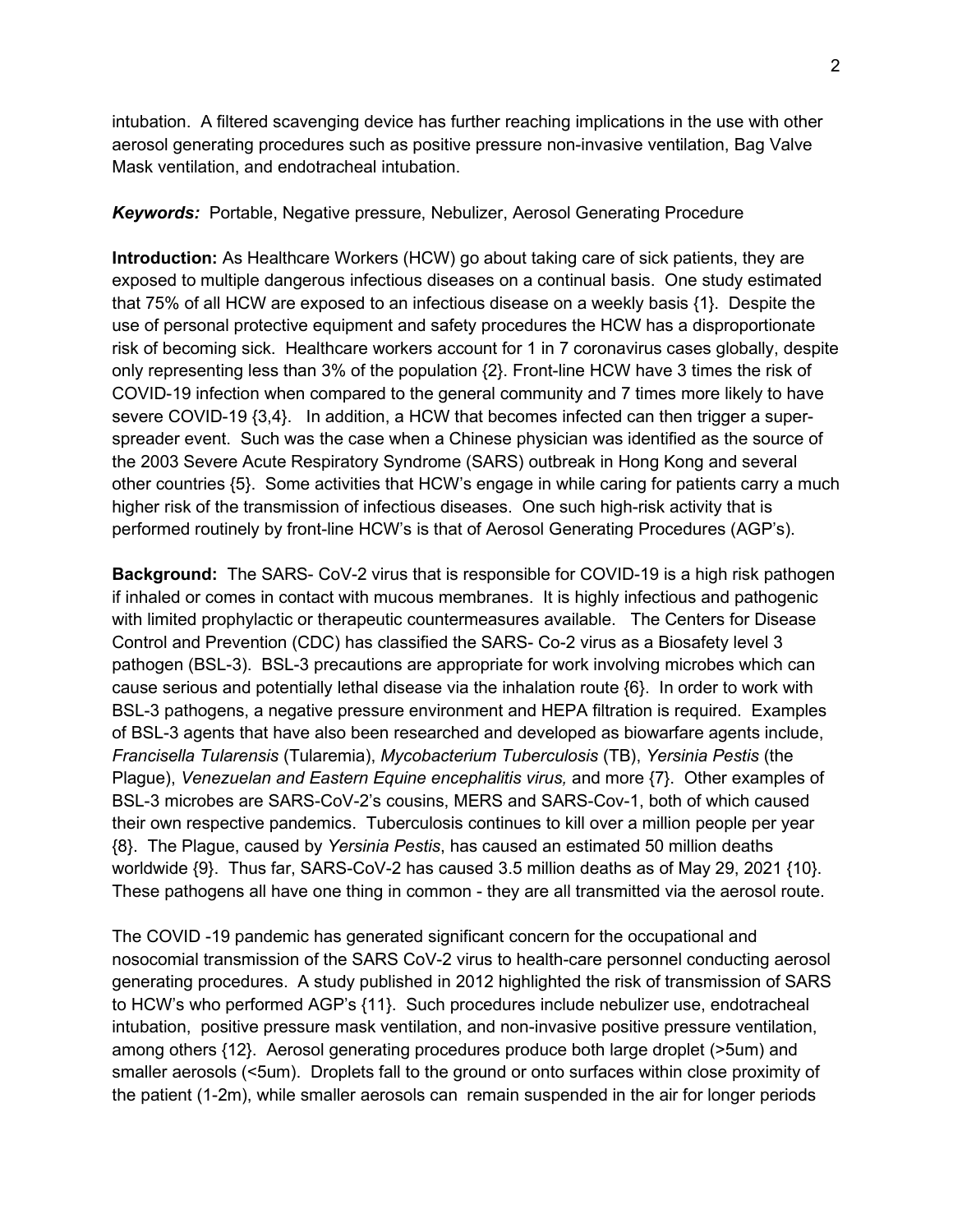intubation. A filtered scavenging device has further reaching implications in the use with other aerosol generating procedures such as positive pressure non-invasive ventilation, Bag Valve Mask ventilation, and endotracheal intubation.

***Keywords:*** Portable, Negative pressure, Nebulizer, Aerosol Generating Procedure

**Introduction:** As Healthcare Workers (HCW) go about taking care of sick patients, they are exposed to multiple dangerous infectious diseases on a continual basis. One study estimated that 75% of all HCW are exposed to an infectious disease on a weekly basis {1}. Despite the use of personal protective equipment and safety procedures the HCW has a disproportionate risk of becoming sick. Healthcare workers account for 1 in 7 coronavirus cases globally, despite only representing less than 3% of the population {2}. Front-line HCW have 3 times the risk of COVID-19 infection when compared to the general community and 7 times more likely to have severe COVID-19 {3,4}. In addition, a HCW that becomes infected can then trigger a super-spreader event. Such was the case when a Chinese physician was identified as the source of the 2003 Severe Acute Respiratory Syndrome (SARS) outbreak in Hong Kong and several other countries {5}. Some activities that HCW's engage in while caring for patients carry a much higher risk of the transmission of infectious diseases. One such high-risk activity that is performed routinely by front-line HCW's is that of Aerosol Generating Procedures (AGP's).

**Background:** The SARS- CoV-2 virus that is responsible for COVID-19 is a high risk pathogen if inhaled or comes in contact with mucous membranes. It is highly infectious and pathogenic with limited prophylactic or therapeutic countermeasures available. The Centers for Disease Control and Prevention (CDC) has classified the SARS- Co-2 virus as a Biosafety level 3 pathogen (BSL-3). BSL-3 precautions are appropriate for work involving microbes which can cause serious and potentially lethal disease via the inhalation route {6}. In order to work with BSL-3 pathogens, a negative pressure environment and HEPA filtration is required. Examples of BSL-3 agents that have also been researched and developed as biowarfare agents include, *Francisella Tularensis* (Tularemia), *Mycobacterium Tuberculosis* (TB), *Yersinia Pestis* (the Plague), *Venezuelan and Eastern Equine encephalitis virus,* and more {7}. Other examples of BSL-3 microbes are SARS-CoV-2's cousins, MERS and SARS-Cov-1, both of which caused their own respective pandemics. Tuberculosis continues to kill over a million people per year {8}. The Plague, caused by *Yersinia Pestis*, has caused an estimated 50 million deaths worldwide {9}. Thus far, SARS-CoV-2 has caused 3.5 million deaths as of May 29, 2021 {10}. These pathogens all have one thing in common - they are all transmitted via the aerosol route.

The COVID -19 pandemic has generated significant concern for the occupational and nosocomial transmission of the SARS CoV-2 virus to health-care personnel conducting aerosol generating procedures. A study published in 2012 highlighted the risk of transmission of SARS to HCW's who performed AGP's {11}. Such procedures include nebulizer use, endotracheal intubation, positive pressure mask ventilation, and non-invasive positive pressure ventilation, among others {12}. Aerosol generating procedures produce both large droplet (>5um) and smaller aerosols (<5um). Droplets fall to the ground or onto surfaces within close proximity of the patient (1-2m), while smaller aerosols can remain suspended in the air for longer periods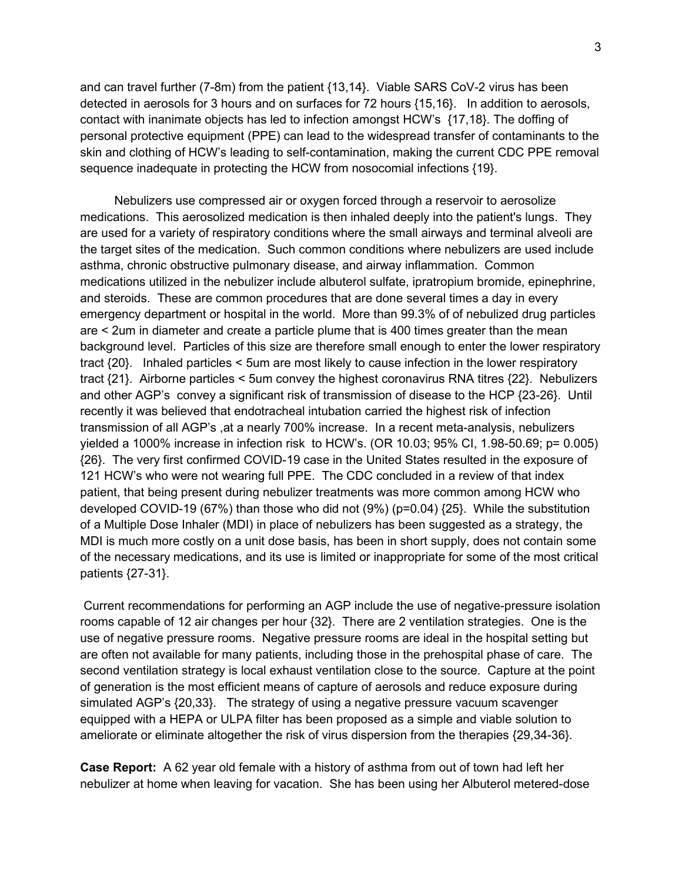and can travel further (7-8m) from the patient {13,14}. Viable SARS CoV-2 virus has been detected in aerosols for 3 hours and on surfaces for 72 hours {15,16}. In addition to aerosols, contact with inanimate objects has led to infection amongst HCW's {17,18}. The doffing of personal protective equipment (PPE) can lead to the widespread transfer of contaminants to the skin and clothing of HCW's leading to self-contamination, making the current CDC PPE removal sequence inadequate in protecting the HCW from nosocomial infections {19}.

Nebulizers use compressed air or oxygen forced through a reservoir to aerosolize medications. This aerosolized medication is then inhaled deeply into the patient's lungs. They are used for a variety of respiratory conditions where the small airways and terminal alveoli are the target sites of the medication. Such common conditions where nebulizers are used include asthma, chronic obstructive pulmonary disease, and airway inflammation. Common medications utilized in the nebulizer include albuterol sulfate, ipratropium bromide, epinephrine, and steroids. These are common procedures that are done several times a day in every emergency department or hospital in the world. More than 99.3% of of nebulized drug particles are < 2um in diameter and create a particle plume that is 400 times greater than the mean background level. Particles of this size are therefore small enough to enter the lower respiratory tract {20}. Inhaled particles < 5um are most likely to cause infection in the lower respiratory tract {21}. Airborne particles < 5um convey the highest coronavirus RNA titres {22}. Nebulizers and other AGP's convey a significant risk of transmission of disease to the HCP {23-26}. Until recently it was believed that endotracheal intubation carried the highest risk of infection transmission of all AGP's ,at a nearly 700% increase. In a recent meta-analysis, nebulizers yielded a 1000% increase in infection risk to HCW's. (OR 10.03; 95% CI, 1.98-50.69; p= 0.005) {26}. The very first confirmed COVID-19 case in the United States resulted in the exposure of 121 HCW's who were not wearing full PPE. The CDC concluded in a review of that index patient, that being present during nebulizer treatments was more common among HCW who developed COVID-19 (67%) than those who did not (9%) (p=0.04) {25}. While the substitution of a Multiple Dose Inhaler (MDI) in place of nebulizers has been suggested as a strategy, the MDI is much more costly on a unit dose basis, has been in short supply, does not contain some of the necessary medications, and its use is limited or inappropriate for some of the most critical patients {27-31}.

Current recommendations for performing an AGP include the use of negative-pressure isolation rooms capable of 12 air changes per hour {32}. There are 2 ventilation strategies. One is the use of negative pressure rooms. Negative pressure rooms are ideal in the hospital setting but are often not available for many patients, including those in the prehospital phase of care. The second ventilation strategy is local exhaust ventilation close to the source. Capture at the point of generation is the most efficient means of capture of aerosols and reduce exposure during simulated AGP's {20,33}. The strategy of using a negative pressure vacuum scavenger equipped with a HEPA or ULPA filter has been proposed as a simple and viable solution to ameliorate or eliminate altogether the risk of virus dispersion from the therapies {29,34-36}.

**Case Report:** A 62 year old female with a history of asthma from out of town had left her nebulizer at home when leaving for vacation. She has been using her Albuterol metered-dose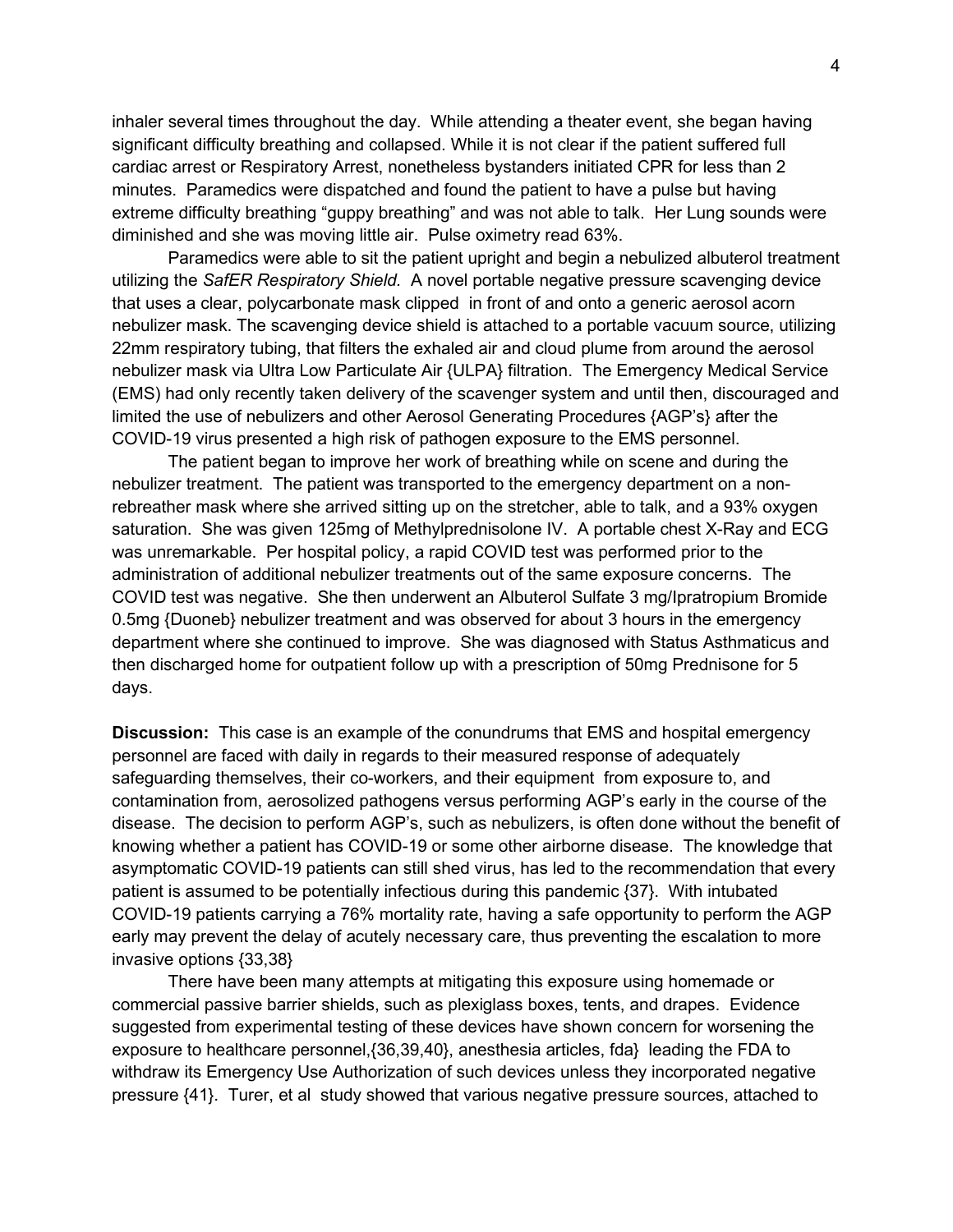inhaler several times throughout the day. While attending a theater event, she began having significant difficulty breathing and collapsed. While it is not clear if the patient suffered full cardiac arrest or Respiratory Arrest, nonetheless bystanders initiated CPR for less than 2 minutes. Paramedics were dispatched and found the patient to have a pulse but having extreme difficulty breathing "guppy breathing" and was not able to talk. Her Lung sounds were diminished and she was moving little air. Pulse oximetry read 63%.

Paramedics were able to sit the patient upright and begin a nebulized albuterol treatment utilizing the *SafER Respiratory Shield*. A novel portable negative pressure scavenging device that uses a clear, polycarbonate mask clipped in front of and onto a generic aerosol acorn nebulizer mask. The scavenging device shield is attached to a portable vacuum source, utilizing 22mm respiratory tubing, that filters the exhaled air and cloud plume from around the aerosol nebulizer mask via Ultra Low Particulate Air {ULPA} filtration. The Emergency Medical Service (EMS) had only recently taken delivery of the scavenger system and until then, discouraged and limited the use of nebulizers and other Aerosol Generating Procedures {AGP's} after the COVID-19 virus presented a high risk of pathogen exposure to the EMS personnel.

The patient began to improve her work of breathing while on scene and during the nebulizer treatment. The patient was transported to the emergency department on a non-rebreather mask where she arrived sitting up on the stretcher, able to talk, and a 93% oxygen saturation. She was given 125mg of Methylprednisolone IV. A portable chest X-Ray and ECG was unremarkable. Per hospital policy, a rapid COVID test was performed prior to the administration of additional nebulizer treatments out of the same exposure concerns. The COVID test was negative. She then underwent an Albuterol Sulfate 3 mg/Ipratropium Bromide 0.5mg {Duoneb} nebulizer treatment and was observed for about 3 hours in the emergency department where she continued to improve. She was diagnosed with Status Asthmaticus and then discharged home for outpatient follow up with a prescription of 50mg Prednisone for 5 days.

**Discussion:** This case is an example of the conundrums that EMS and hospital emergency personnel are faced with daily in regards to their measured response of adequately safeguarding themselves, their co-workers, and their equipment from exposure to, and contamination from, aerosolized pathogens versus performing AGP's early in the course of the disease. The decision to perform AGP's, such as nebulizers, is often done without the benefit of knowing whether a patient has COVID-19 or some other airborne disease. The knowledge that asymptomatic COVID-19 patients can still shed virus, has led to the recommendation that every patient is assumed to be potentially infectious during this pandemic {37}. With intubated COVID-19 patients carrying a 76% mortality rate, having a safe opportunity to perform the AGP early may prevent the delay of acutely necessary care, thus preventing the escalation to more invasive options {33,38}

There have been many attempts at mitigating this exposure using homemade or commercial passive barrier shields, such as plexiglass boxes, tents, and drapes. Evidence suggested from experimental testing of these devices have shown concern for worsening the exposure to healthcare personnel,{36,39,40}, anesthesia articles, fda} leading the FDA to withdraw its Emergency Use Authorization of such devices unless they incorporated negative pressure {41}. Turer, et al study showed that various negative pressure sources, attached to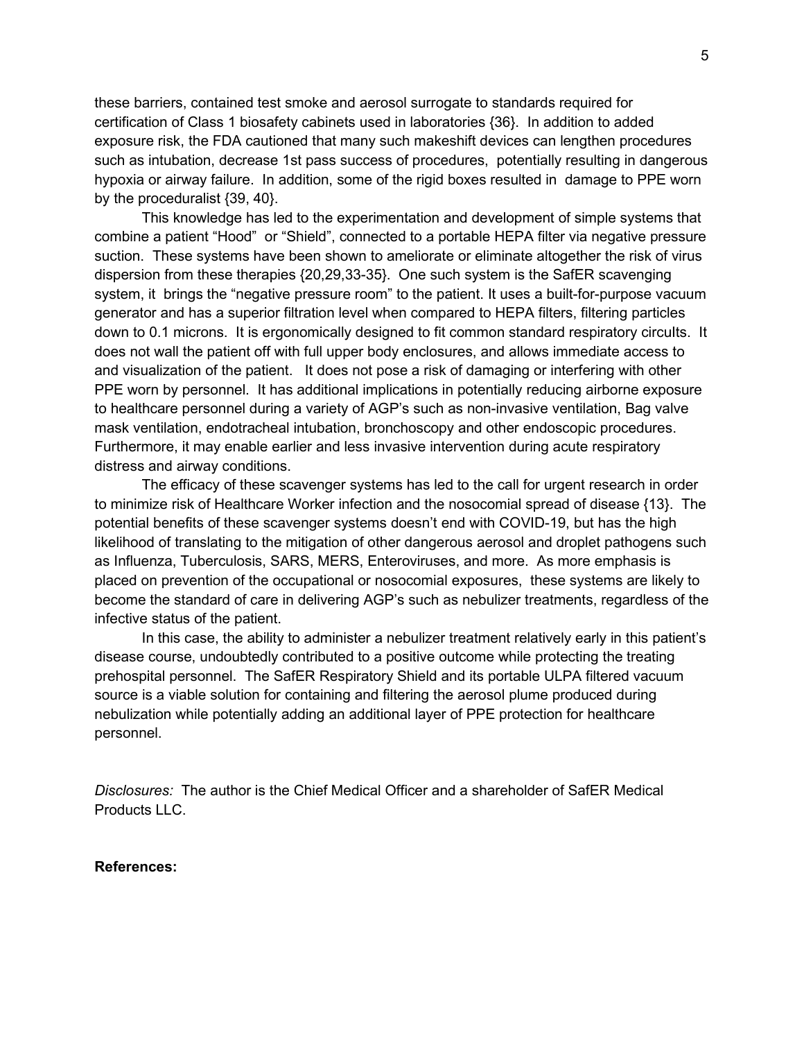these barriers, contained test smoke and aerosol surrogate to standards required for certification of Class 1 biosafety cabinets used in laboratories {36}. In addition to added exposure risk, the FDA cautioned that many such makeshift devices can lengthen procedures such as intubation, decrease 1st pass success of procedures, potentially resulting in dangerous hypoxia or airway failure. In addition, some of the rigid boxes resulted in damage to PPE worn by the proceduralist {39, 40}.

This knowledge has led to the experimentation and development of simple systems that combine a patient "Hood" or "Shield", connected to a portable HEPA filter via negative pressure suction. These systems have been shown to ameliorate or eliminate altogether the risk of virus dispersion from these therapies {20,29,33-35}. One such system is the SafER scavenging system, it brings the "negative pressure room" to the patient. It uses a built-for-purpose vacuum generator and has a superior filtration level when compared to HEPA filters, filtering particles down to 0.1 microns. It is ergonomically designed to fit common standard respiratory circuits. It does not wall the patient off with full upper body enclosures, and allows immediate access to and visualization of the patient. It does not pose a risk of damaging or interfering with other PPE worn by personnel. It has additional implications in potentially reducing airborne exposure to healthcare personnel during a variety of AGP's such as non-invasive ventilation, Bag valve mask ventilation, endotracheal intubation, bronchoscopy and other endoscopic procedures. Furthermore, it may enable earlier and less invasive intervention during acute respiratory distress and airway conditions.

The efficacy of these scavenger systems has led to the call for urgent research in order to minimize risk of Healthcare Worker infection and the nosocomial spread of disease {13}. The potential benefits of these scavenger systems doesn't end with COVID-19, but has the high likelihood of translating to the mitigation of other dangerous aerosol and droplet pathogens such as Influenza, Tuberculosis, SARS, MERS, Enteroviruses, and more. As more emphasis is placed on prevention of the occupational or nosocomial exposures, these systems are likely to become the standard of care in delivering AGP's such as nebulizer treatments, regardless of the infective status of the patient.

In this case, the ability to administer a nebulizer treatment relatively early in this patient's disease course, undoubtedly contributed to a positive outcome while protecting the treating prehospital personnel. The SafER Respiratory Shield and its portable ULPA filtered vacuum source is a viable solution for containing and filtering the aerosol plume produced during nebulization while potentially adding an additional layer of PPE protection for healthcare personnel.

*Disclosures:* The author is the Chief Medical Officer and a shareholder of SafER Medical Products LLC.

**References:**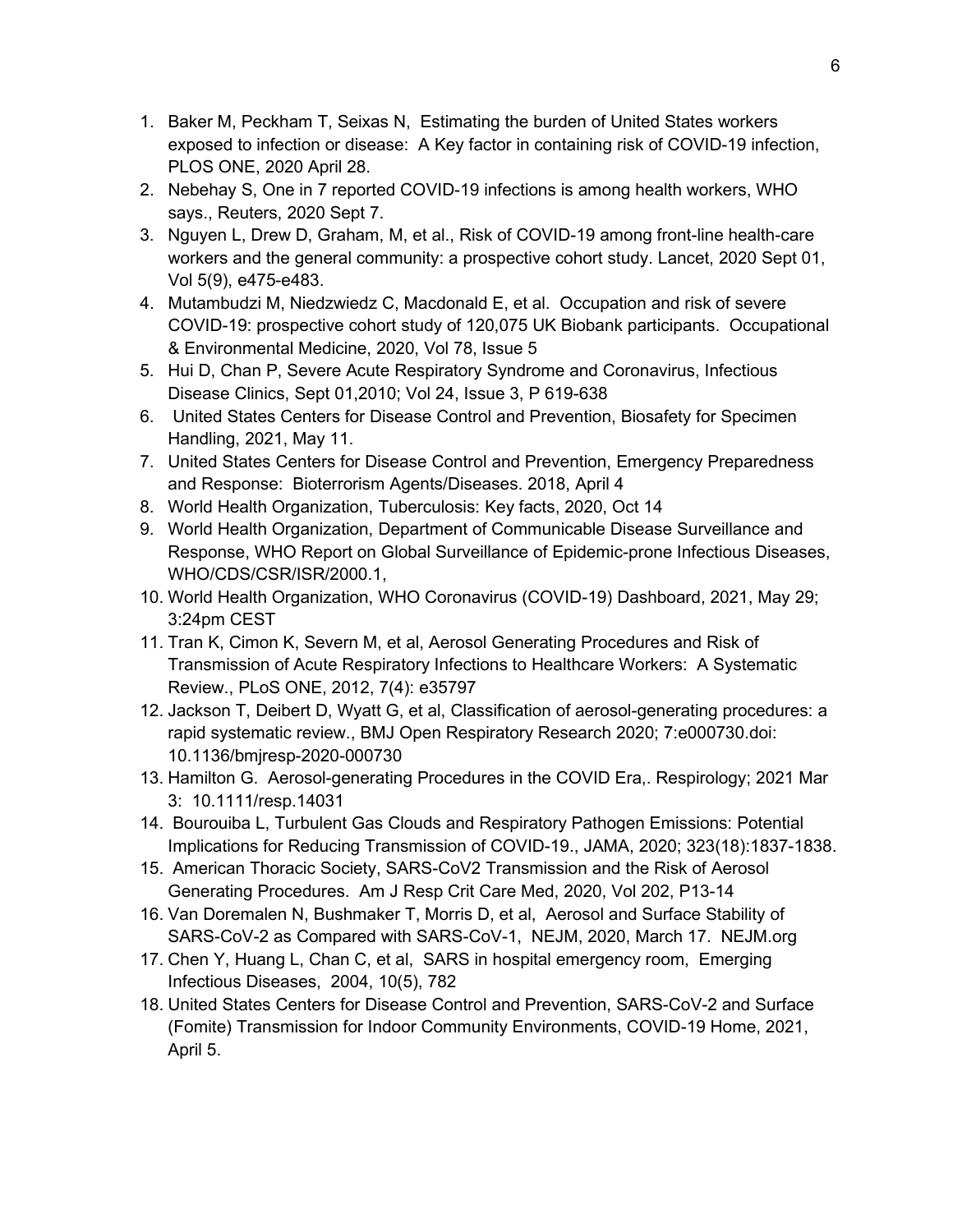1. Baker M, Peckham T, Seixas N, Estimating the burden of United States workers exposed to infection or disease: A Key factor in containing risk of COVID-19 infection, PLOS ONE, 2020 April 28.
2. Nebehay S, One in 7 reported COVID-19 infections is among health workers, WHO says., Reuters, 2020 Sept 7.
3. Nguyen L, Drew D, Graham, M, et al., Risk of COVID-19 among front-line health-care workers and the general community: a prospective cohort study. Lancet, 2020 Sept 01, Vol 5(9), e475-e483.
4. Mutambudzi M, Niedzwiedz C, Macdonald E, et al. Occupation and risk of severe COVID-19: prospective cohort study of 120,075 UK Biobank participants. Occupational & Environmental Medicine, 2020, Vol 78, Issue 5
5. Hui D, Chan P, Severe Acute Respiratory Syndrome and Coronavirus, Infectious Disease Clinics, Sept 01,2010; Vol 24, Issue 3, P 619-638
6. United States Centers for Disease Control and Prevention, Biosafety for Specimen Handling, 2021, May 11.
7. United States Centers for Disease Control and Prevention, Emergency Preparedness and Response: Bioterrorism Agents/Diseases. 2018, April 4
8. World Health Organization, Tuberculosis: Key facts, 2020, Oct 14
9. World Health Organization, Department of Communicable Disease Surveillance and Response, WHO Report on Global Surveillance of Epidemic-prone Infectious Diseases, WHO/CDS/CSR/ISR/2000.1,
10. World Health Organization, WHO Coronavirus (COVID-19) Dashboard, 2021, May 29; 3:24pm CEST
11. Tran K, Cimon K, Severn M, et al, Aerosol Generating Procedures and Risk of Transmission of Acute Respiratory Infections to Healthcare Workers: A Systematic Review., PLoS ONE, 2012, 7(4): e35797
12. Jackson T, Deibert D, Wyatt G, et al, Classification of aerosol-generating procedures: a rapid systematic review., BMJ Open Respiratory Research 2020; 7:e000730.doi: 10.1136/bmjresp-2020-000730
13. Hamilton G. Aerosol-generating Procedures in the COVID Era,. Respirology; 2021 Mar 3: 10.1111/resp.14031
14. Bourouiba L, Turbulent Gas Clouds and Respiratory Pathogen Emissions: Potential Implications for Reducing Transmission of COVID-19., JAMA, 2020; 323(18):1837-1838.
15. American Thoracic Society, SARS-CoV2 Transmission and the Risk of Aerosol Generating Procedures. Am J Resp Crit Care Med, 2020, Vol 202, P13-14
16. Van Doremalen N, Bushmaker T, Morris D, et al, Aerosol and Surface Stability of SARS-CoV-2 as Compared with SARS-CoV-1, NEJM, 2020, March 17. NEJM.org
17. Chen Y, Huang L, Chan C, et al, SARS in hospital emergency room, Emerging Infectious Diseases, 2004, 10(5), 782
18. United States Centers for Disease Control and Prevention, SARS-CoV-2 and Surface (Fomite) Transmission for Indoor Community Environments, COVID-19 Home, 2021, April 5.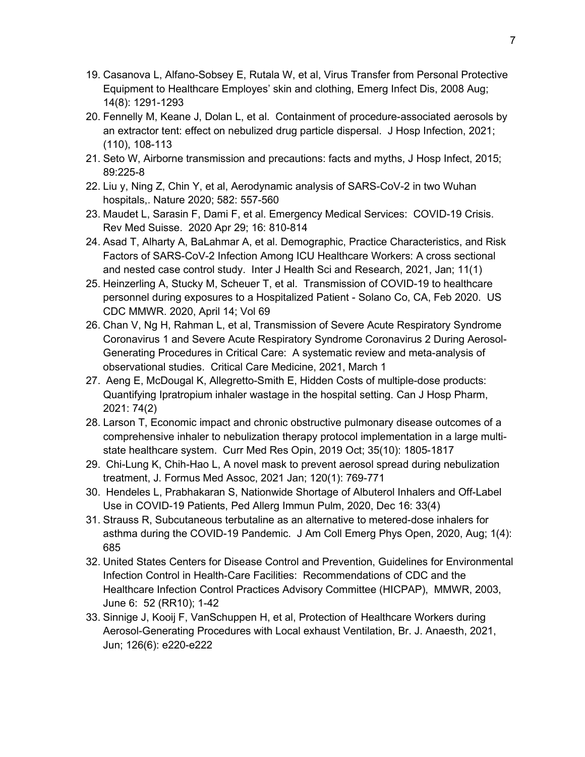19. Casanova L, Alfano-Sobsey E, Rutala W, et al, Virus Transfer from Personal Protective Equipment to Healthcare Employes' skin and clothing, Emerg Infect Dis, 2008 Aug; 14(8): 1291-1293
20. Fennelly M, Keane J, Dolan L, et al. Containment of procedure-associated aerosols by an extractor tent: effect on nebulized drug particle dispersal. J Hosp Infection, 2021; (110), 108-113
21. Seto W, Airborne transmission and precautions: facts and myths, J Hosp Infect, 2015; 89:225-8
22. Liu y, Ning Z, Chin Y, et al, Aerodynamic analysis of SARS-CoV-2 in two Wuhan hospitals,. Nature 2020; 582: 557-560
23. Maudet L, Sarasin F, Dami F, et al. Emergency Medical Services: COVID-19 Crisis. Rev Med Suisse. 2020 Apr 29; 16: 810-814
24. Asad T, Alharty A, BaLahmar A, et al. Demographic, Practice Characteristics, and Risk Factors of SARS-CoV-2 Infection Among ICU Healthcare Workers: A cross sectional and nested case control study. Inter J Health Sci and Research, 2021, Jan; 11(1)
25. Heinzerling A, Stucky M, Scheuer T, et al. Transmission of COVID-19 to healthcare personnel during exposures to a Hospitalized Patient - Solano Co, CA, Feb 2020. US CDC MMWR. 2020, April 14; Vol 69
26. Chan V, Ng H, Rahman L, et al, Transmission of Severe Acute Respiratory Syndrome Coronavirus 1 and Severe Acute Respiratory Syndrome Coronavirus 2 During Aerosol-Generating Procedures in Critical Care: A systematic review and meta-analysis of observational studies. Critical Care Medicine, 2021, March 1
27. Aeng E, McDougal K, Allegretto-Smith E, Hidden Costs of multiple-dose products: Quantifying Ipratropium inhaler wastage in the hospital setting. Can J Hosp Pharm, 2021: 74(2)
28. Larson T, Economic impact and chronic obstructive pulmonary disease outcomes of a comprehensive inhaler to nebulization therapy protocol implementation in a large multi-state healthcare system. Curr Med Res Opin, 2019 Oct; 35(10): 1805-1817
29. Chi-Lung K, Chih-Hao L, A novel mask to prevent aerosol spread during nebulization treatment, J. Formus Med Assoc, 2021 Jan; 120(1): 769-771
30. Hendeles L, Prabhakaran S, Nationwide Shortage of Albuterol Inhalers and Off-Label Use in COVID-19 Patients, Ped Allerg Immun Pulm, 2020, Dec 16: 33(4)
31. Strauss R, Subcutaneous terbutaline as an alternative to metered-dose inhalers for asthma during the COVID-19 Pandemic. J Am Coll Emerg Phys Open, 2020, Aug; 1(4): 685
32. United States Centers for Disease Control and Prevention, Guidelines for Environmental Infection Control in Health-Care Facilities: Recommendations of CDC and the Healthcare Infection Control Practices Advisory Committee (HICPAP), MMWR, 2003, June 6: 52 (RR10); 1-42
33. Sinnige J, Kooij F, VanSchuppen H, et al, Protection of Healthcare Workers during Aerosol-Generating Procedures with Local exhaust Ventilation, Br. J. Anaesth, 2021, Jun; 126(6): e220-e222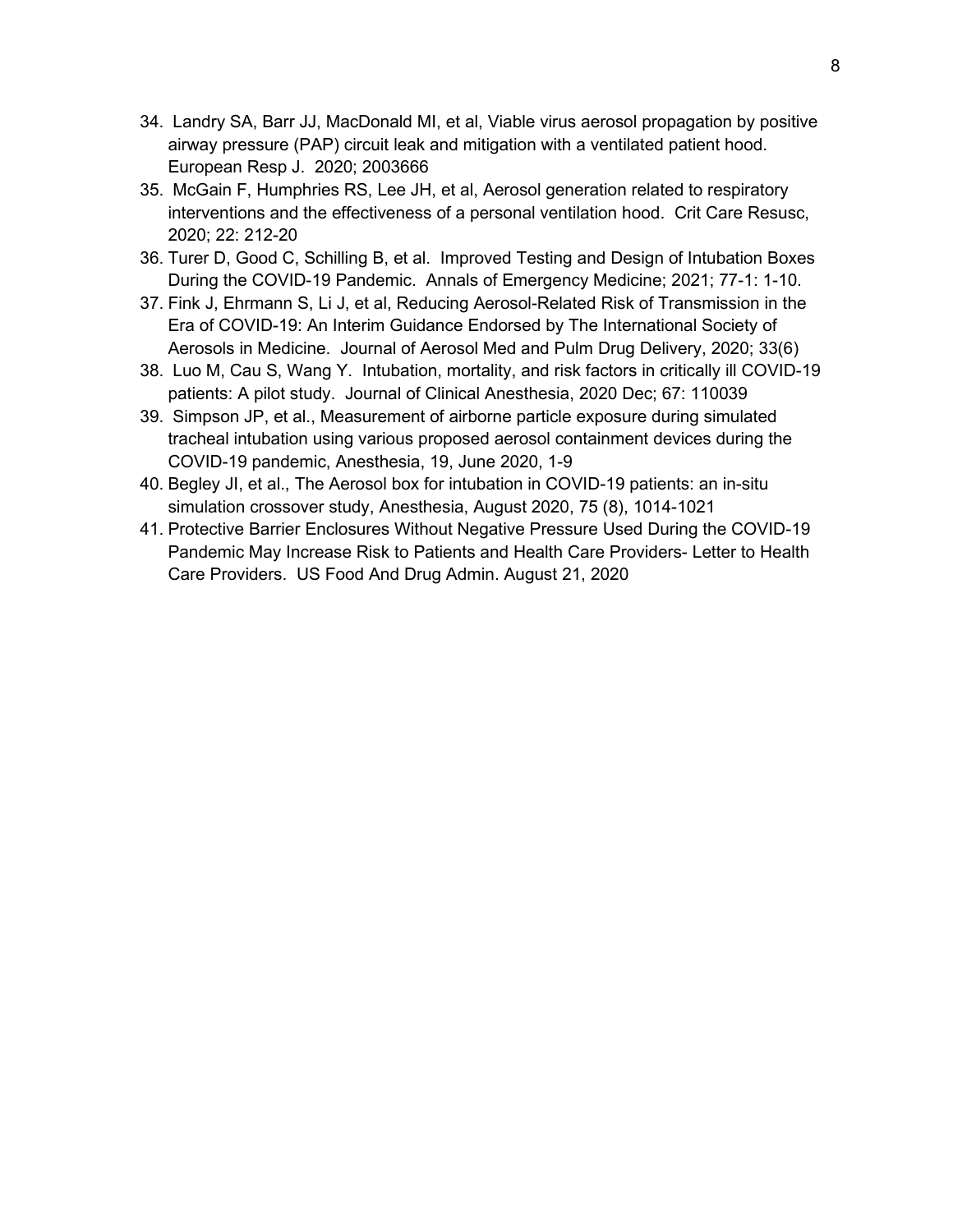34. Landry SA, Barr JJ, MacDonald MI, et al, Viable virus aerosol propagation by positive airway pressure (PAP) circuit leak and mitigation with a ventilated patient hood. European Resp J. 2020; 2003666
35. McGain F, Humphries RS, Lee JH, et al, Aerosol generation related to respiratory interventions and the effectiveness of a personal ventilation hood. Crit Care Resusc, 2020; 22: 212-20
36. Turer D, Good C, Schilling B, et al. Improved Testing and Design of Intubation Boxes During the COVID-19 Pandemic. Annals of Emergency Medicine; 2021; 77-1: 1-10.
37. Fink J, Ehrmann S, Li J, et al, Reducing Aerosol-Related Risk of Transmission in the Era of COVID-19: An Interim Guidance Endorsed by The International Society of Aerosols in Medicine. Journal of Aerosol Med and Pulm Drug Delivery, 2020; 33(6)
38. Luo M, Cau S, Wang Y. Intubation, mortality, and risk factors in critically ill COVID-19 patients: A pilot study. Journal of Clinical Anesthesia, 2020 Dec; 67: 110039
39. Simpson JP, et al., Measurement of airborne particle exposure during simulated tracheal intubation using various proposed aerosol containment devices during the COVID-19 pandemic, Anesthesia, 19, June 2020, 1-9
40. Begley JI, et al., The Aerosol box for intubation in COVID-19 patients: an in-situ simulation crossover study, Anesthesia, August 2020, 75 (8), 1014-1021
41. Protective Barrier Enclosures Without Negative Pressure Used During the COVID-19 Pandemic May Increase Risk to Patients and Health Care Providers- Letter to Health Care Providers. US Food And Drug Admin. August 21, 2020